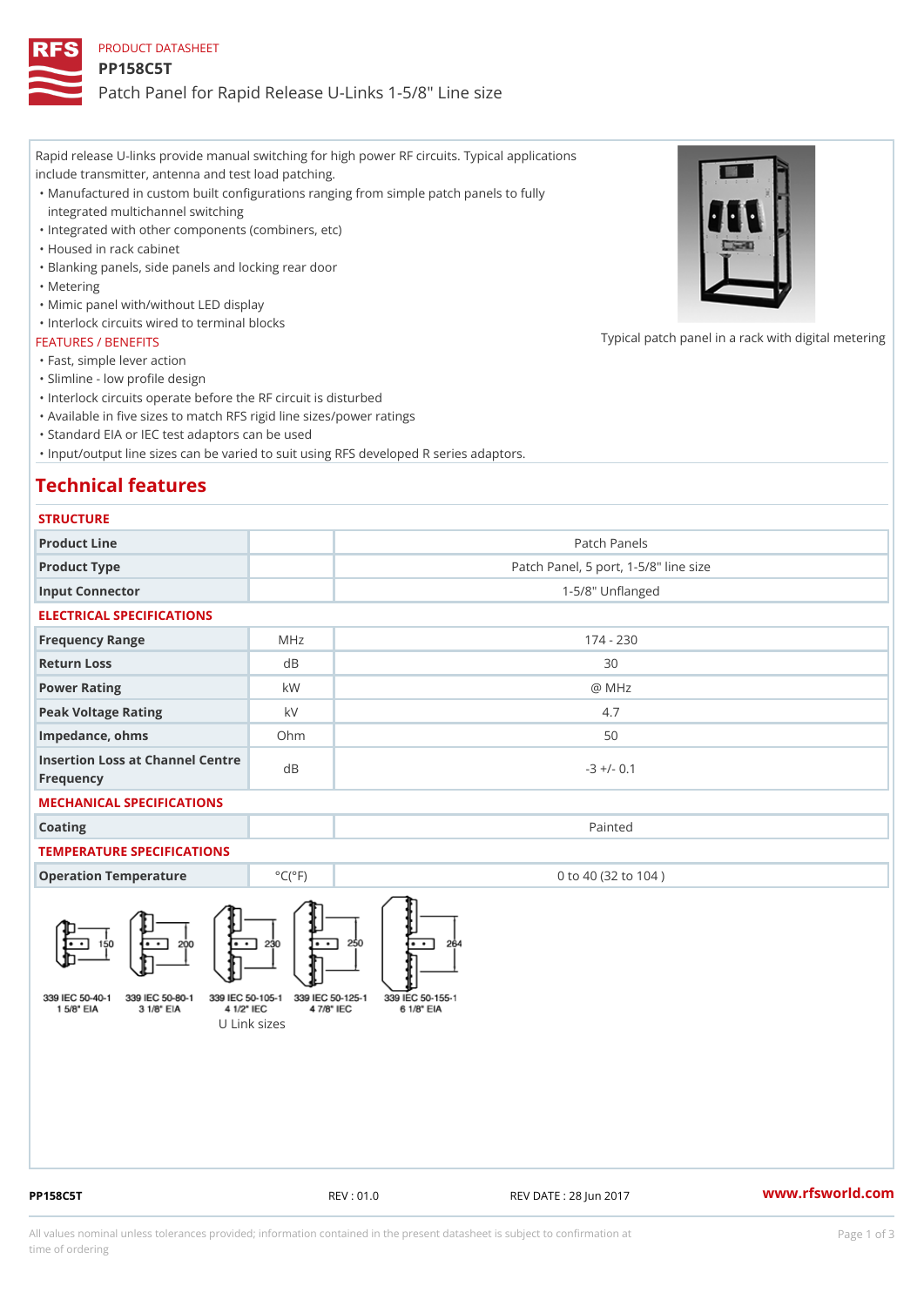PRODUCT DATASHEET

# PP158C5T

Patch Panel for Rapid Release U-Links 1-5/8" Line size

Rapid release U-links provide manual switching for high power RF circuits. Typical applications include transmitter, antenna and test load patching.

- Manufactured in custom built configurations ranging from simple patch panels to fully integrated multichannel switching
- Integrated with other components (combiners, etc)
- Housed in rack cabinet
- Blanking panels, side panels and locking rear door
- Metering
- Mimic panel with/without LED display
- Interlock circuits wired to terminal blocks

Typical patch panel in a rack with digital metering

### FEATURES / BENEFITS

- Fast, simple lever action
- Slimline - low profile design
- Interlock circuits operate before the RF circuit is disturbed
- Available in five sizes to match RFS rigid line sizes/power ratings
- Standard EIA or IEC test adaptors can be used
- Input/output line sizes can be varied to suit using RFS developed R series adaptors.

## Technical features

### STRUCTURE

| | | |
|---|---|---|
| Product Line | | Patch Panels |
| Product Type | | Patch Panel, 5 port, 1-5/8" line size |
| Input Connector | | 1-5/8" Unflanged |

### ELECTRICAL SPECIFICATIONS

| | | |
|---|---|---|
| Frequency Range | MHz | 174 - 230 |
| Return Loss | dB | 30 |
| Power Rating | kW | @ MHz |
| Peak Voltage Rating | kV | 4.7 |
| Impedance, ohms | Ohm | 50 |
| Insertion Loss at Channel Centre Frequency | dB | -3 +/- 0.1 |

### MECHANICAL SPECIFICATIONS

| | | |
|---|---|---|
| Coating | | Painted |

### TEMPERATURE SPECIFICATIONS

| | | |
|---|---|---|
| Operation Temperature | °C(°F) | 0 to 40 (32 to 104 ) |

339 IEC 50-40-1 1 5/8" EIA — 150; 339 IEC 50-80-1 3 1/8" EIA — 200; 339 IEC 50-105-1 4 1/2" IEC — 230; 339 IEC 50-125-1 4 7/8" IEC — 250; 339 IEC 50-155-1 6 1/8" EIA — 264

U Link sizes

PP158C5T REV : 01.0 REV DATE : 28 Jun 2017 www.rfsworld.com

All values nominal unless tolerances provided; information contained in the present datasheet is subject to confirmation at time of ordering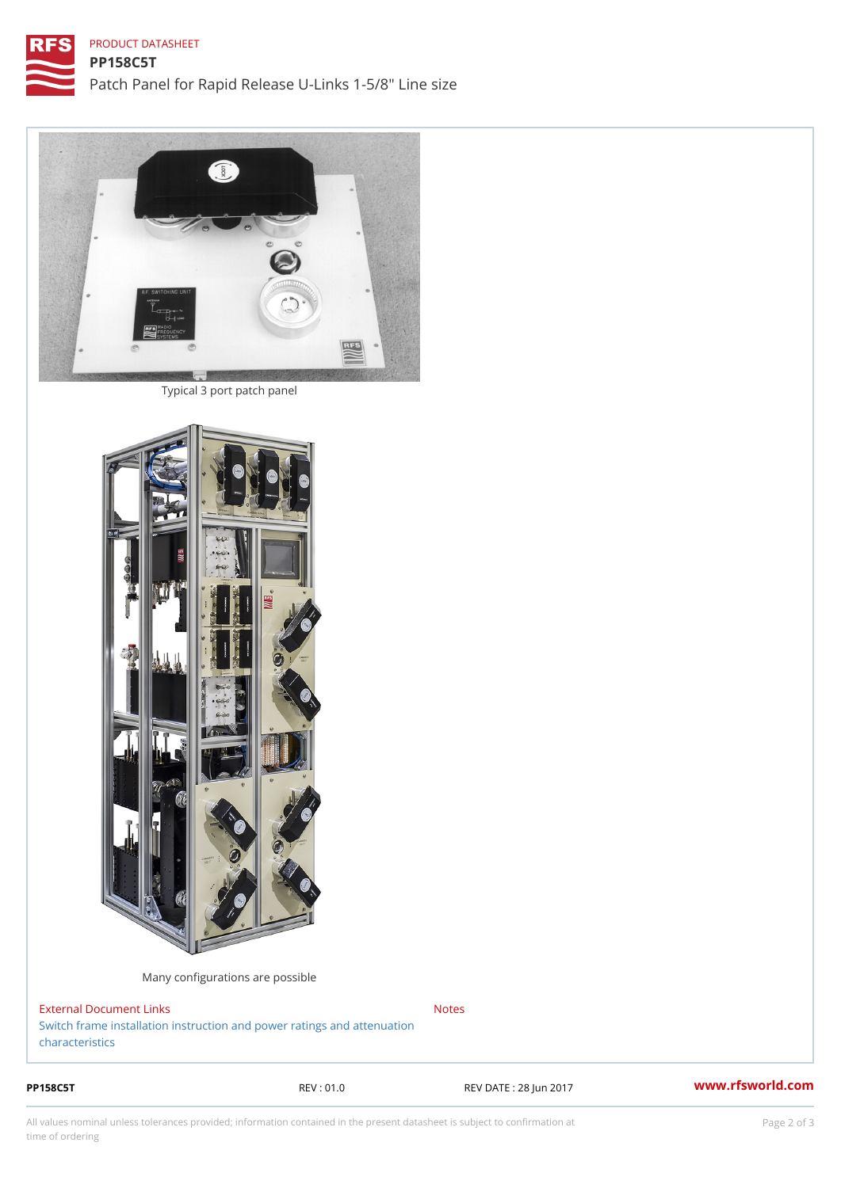Typical 3 port patch panel

Many configurations are possible

## External Document Links

Switch frame installation instruction and power ratings and attenuation characteristics

## Notes